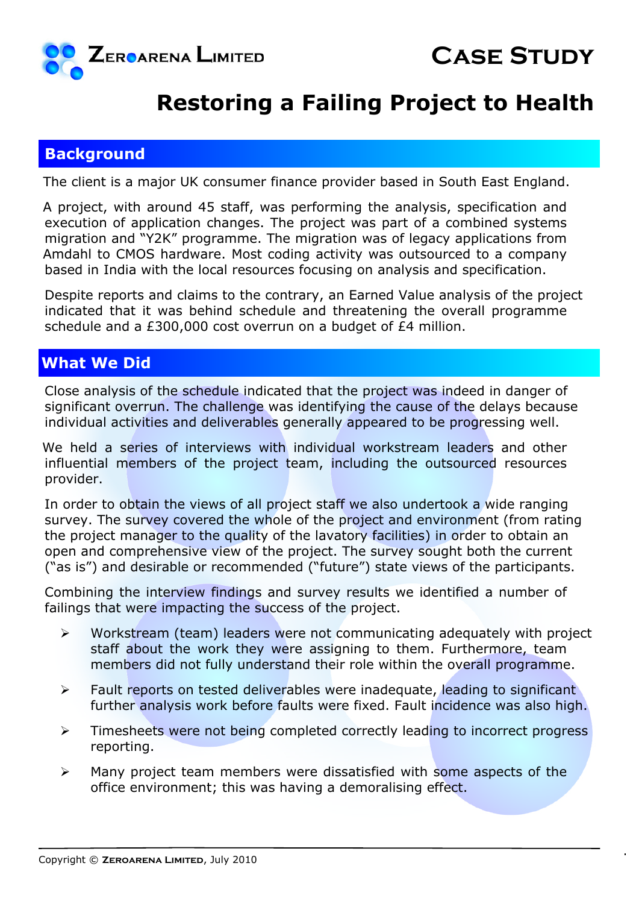**Zeroarena Limited**

# Case Study

## Restoring a Failing Project to Health

### Background

The client is a major UK consumer finance provider based in South East England.

A project, with around 45 staff, was performing the analysis, specification and execution of application changes. The project was part of a combined systems migration and "Y2K" programme. The migration was of legacy applications from Amdahl to CMOS hardware. Most coding activity was outsourced to a company based in India with the local resources focusing on analysis and specification.

Despite reports and claims to the contrary, an Earned Value analysis of the project indicated that it was behind schedule and threatening the overall programme schedule and a £300,000 cost overrun on a budget of £4 million.

### What We Did

Close analysis of the schedule indicated that the project was indeed in danger of significant overrun. The challenge was identifying the cause of the delays because individual activities and deliverables generally appeared to be progressing well.

We held a series of interviews with individual workstream leaders and other influential members of the project team, including the outsourced resources provider.

In order to obtain the views of all project staff we also undertook a wide ranging survey. The survey covered the whole of the project and environment (from rating the project manager to the quality of the lavatory facilities) in order to obtain an open and comprehensive view of the project. The survey sought both the current ("as is") and desirable or recommended ("future") state views of the participants.

Combining the interview findings and survey results we identified a number of failings that were impacting the success of the project.

- Workstream (team) leaders were not communicating adequately with project staff about the work they were assigning to them. Furthermore, team members did not fully understand their role within the overall programme.
- Fault reports on tested deliverables were inadequate, leading to significant further analysis work before faults were fixed. Fault incidence was also high.
- Timesheets were not being completed correctly leading to incorrect progress reporting.
- Many project team members were dissatisfied with some aspects of the office environment; this was having a demoralising effect.

Copyright © Zeroarena Limited, July 2010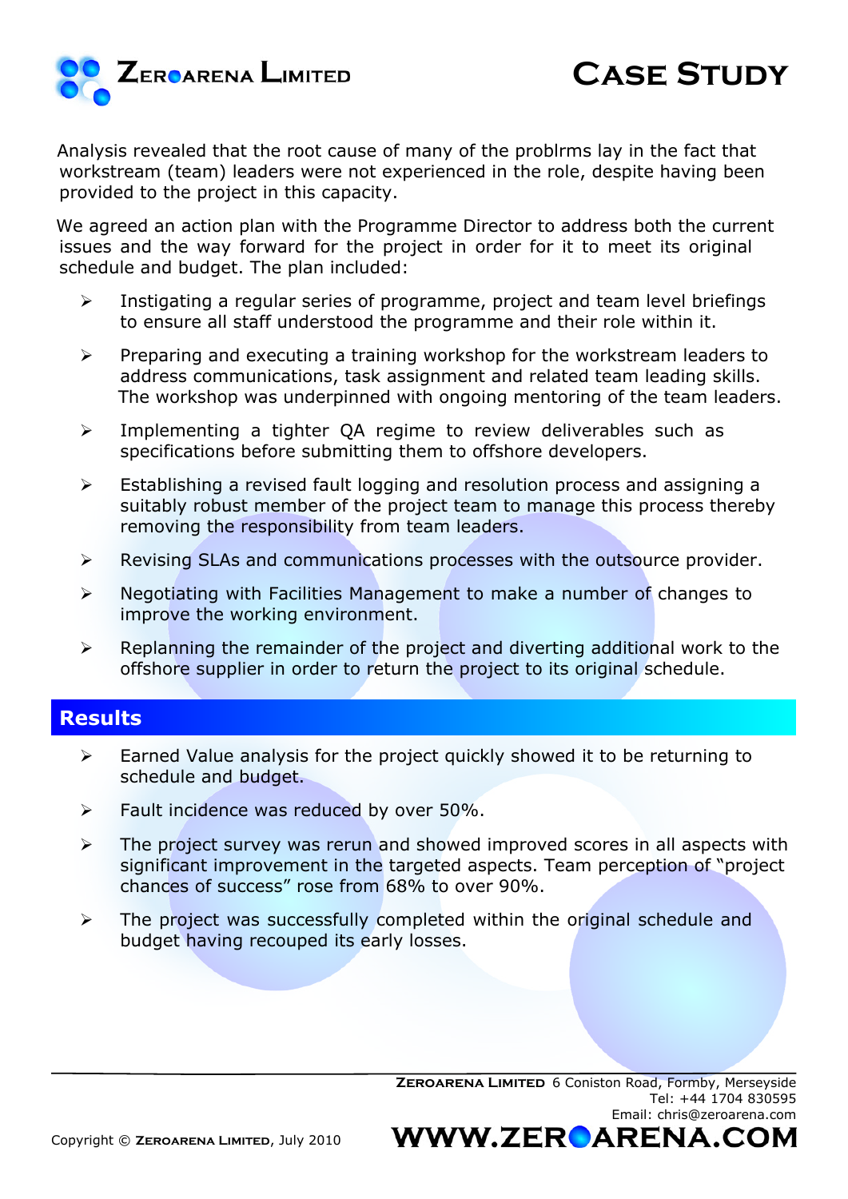Analysis revealed that the root cause of many of the problrms lay in the fact that workstream (team) leaders were not experienced in the role, despite having been provided to the project in this capacity.

We agreed an action plan with the Programme Director to address both the current issues and the way forward for the project in order for it to meet its original schedule and budget. The plan included:

- Instigating a regular series of programme, project and team level briefings to ensure all staff understood the programme and their role within it.
- Preparing and executing a training workshop for the workstream leaders to address communications, task assignment and related team leading skills. The workshop was underpinned with ongoing mentoring of the team leaders.
- Implementing a tighter QA regime to review deliverables such as specifications before submitting them to offshore developers.
- Establishing a revised fault logging and resolution process and assigning a suitably robust member of the project team to manage this process thereby removing the responsibility from team leaders.
- Revising SLAs and communications processes with the outsource provider.
- Negotiating with Facilities Management to make a number of changes to improve the working environment.
- Replanning the remainder of the project and diverting additional work to the offshore supplier in order to return the project to its original schedule.

## Results

- Earned Value analysis for the project quickly showed it to be returning to schedule and budget.
- Fault incidence was reduced by over 50%.
- The project survey was rerun and showed improved scores in all aspects with significant improvement in the targeted aspects. Team perception of "project chances of success" rose from 68% to over 90%.
- The project was successfully completed within the original schedule and budget having recouped its early losses.

**ZEROARENA LIMITED** 6 Coniston Road, Formby, Merseyside
Tel: +44 1704 830595
Email: chris@zeroarena.com

Copyright © **ZEROARENA LIMITED**, July 2010

**WWW.ZEROARENA.COM**